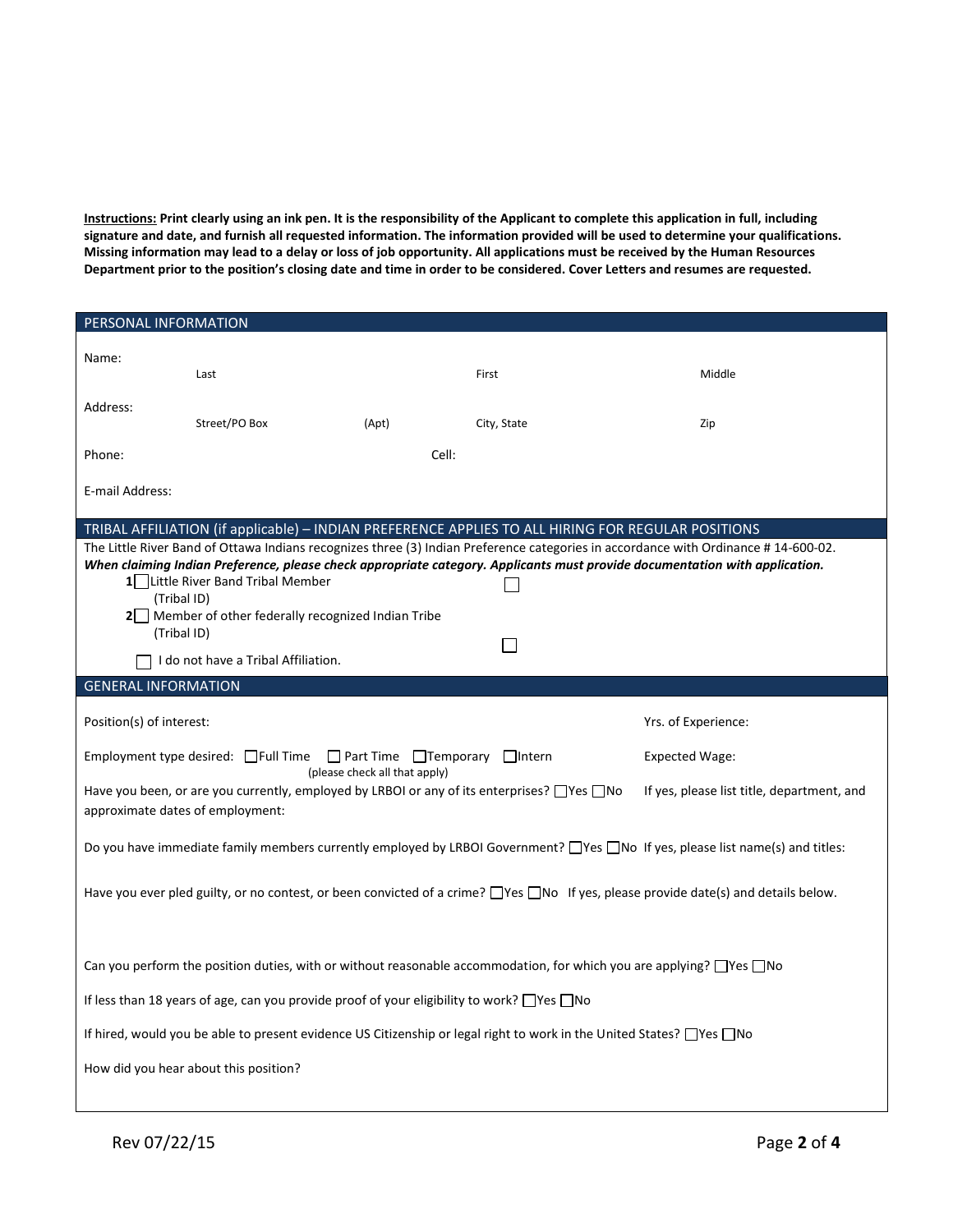**Instructions:** **Print clearly using an ink pen. It is the responsibility of the Applicant to complete this application in full, including signature and date, and furnish all requested information. The information provided will be used to determine your qualifications. Missing information may lead to a delay or loss of job opportunity. All applications must be received by the Human Resources Department prior to the position's closing date and time in order to be considered. Cover Letters and resumes are requested.**

## PERSONAL INFORMATION

Name: Last First Middle

Address: Street/PO Box (Apt) City, State Zip

Phone: Cell:

E-mail Address:

## TRIBAL AFFILIATION (if applicable) – INDIAN PREFERENCE APPLIES TO ALL HIRING FOR REGULAR POSITIONS

The Little River Band of Ottawa Indians recognizes three (3) Indian Preference categories in accordance with Ordinance # 14-600-02.

***When claiming Indian Preference, please check appropriate category. Applicants must provide documentation with application.***

1 ☐ Little River Band Tribal Member ☐
(Tribal ID)

2 ☐ Member of other federally recognized Indian Tribe ☐
(Tribal ID)

☐ I do not have a Tribal Affiliation.

## GENERAL INFORMATION

Position(s) of interest: Yrs. of Experience:

Employment type desired: ☐ Full Time ☐ Part Time ☐ Temporary ☐ Intern (please check all that apply) Expected Wage:

Have you been, or are you currently, employed by LRBOI or any of its enterprises? ☐ Yes ☐ No If yes, please list title, department, and approximate dates of employment:

Do you have immediate family members currently employed by LRBOI Government? ☐ Yes ☐ No If yes, please list name(s) and titles:

Have you ever pled guilty, or no contest, or been convicted of a crime? ☐ Yes ☐ No If yes, please provide date(s) and details below.

Can you perform the position duties, with or without reasonable accommodation, for which you are applying? ☐ Yes ☐ No

If less than 18 years of age, can you provide proof of your eligibility to work? ☐ Yes ☐ No

If hired, would you be able to present evidence US Citizenship or legal right to work in the United States? ☐ Yes ☐ No

How did you hear about this position?

Rev 07/22/15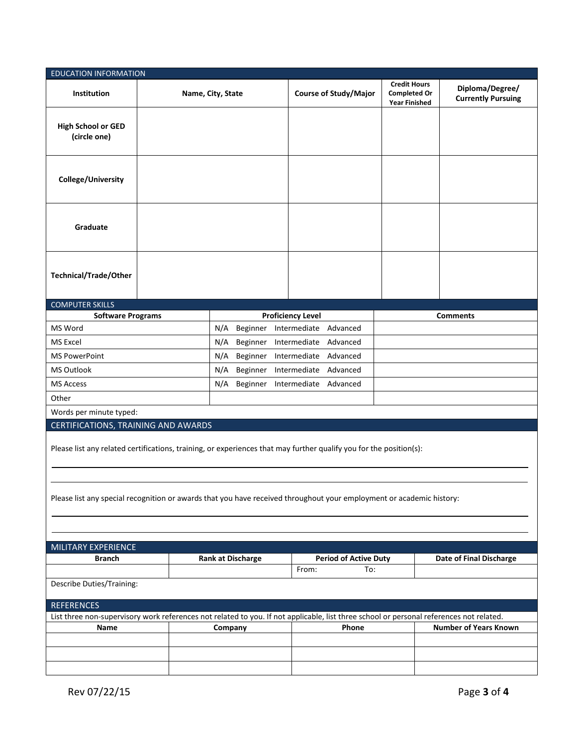## EDUCATION INFORMATION

| Institution | Name, City, State | Course of Study/Major | Credit Hours Completed Or Year Finished | Diploma/Degree/ Currently Pursuing |
|---|---|---|---|---|
| High School or GED (circle one) | | | | |
| College/University | | | | |
| Graduate | | | | |
| Technical/Trade/Other | | | | |

## COMPUTER SKILLS

| Software Programs | Proficiency Level | Comments |
|---|---|---|
| MS Word | N/A Beginner Intermediate Advanced | |
| MS Excel | N/A Beginner Intermediate Advanced | |
| MS PowerPoint | N/A Beginner Intermediate Advanced | |
| MS Outlook | N/A Beginner Intermediate Advanced | |
| MS Access | N/A Beginner Intermediate Advanced | |
| Other | | |

Words per minute typed:

## CERTIFICATIONS, TRAINING AND AWARDS

Please list any related certifications, training, or experiences that may further qualify you for the position(s):

______________________________________________________________________________

______________________________________________________________________________

Please list any special recognition or awards that you have received throughout your employment or academic history:

______________________________________________________________________________

______________________________________________________________________________

## MILITARY EXPERIENCE

| Branch | Rank at Discharge | Period of Active Duty | Date of Final Discharge |
|---|---|---|---|
| | | From: To: | |

Describe Duties/Training:

## REFERENCES

List three non-supervisory work references not related to you. If not applicable, list three school or personal references not related.

| Name | Company | Phone | Number of Years Known |
|---|---|---|---|
| | | | |
| | | | |
| | | | |

Rev 07/22/15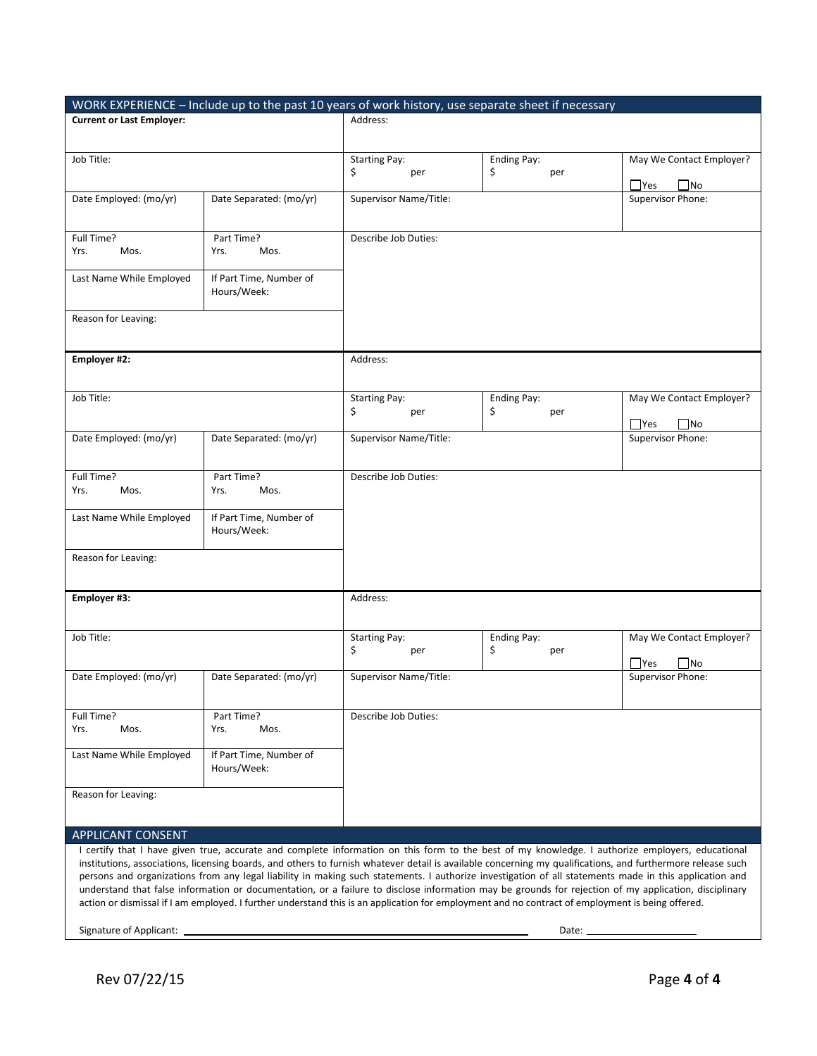## WORK EXPERIENCE – Include up to the past 10 years of work history, use separate sheet if necessary

| | | | | |
|---|---|---|---|---|
| **Current or Last Employer:** | | Address: | | |
| Job Title: | | Starting Pay: $ per | Ending Pay: $ per | May We Contact Employer? ☐Yes ☐No |
| Date Employed: (mo/yr) | Date Separated: (mo/yr) | Supervisor Name/Title: | | Supervisor Phone: |
| Full Time? Yrs. Mos. | Part Time? Yrs. Mos. | Describe Job Duties: | | |
| Last Name While Employed | If Part Time, Number of Hours/Week: | | | |
| Reason for Leaving: | | | | |

| | | | | |
|---|---|---|---|---|
| **Employer #2:** | | Address: | | |
| Job Title: | | Starting Pay: $ per | Ending Pay: $ per | May We Contact Employer? ☐Yes ☐No |
| Date Employed: (mo/yr) | Date Separated: (mo/yr) | Supervisor Name/Title: | | Supervisor Phone: |
| Full Time? Yrs. Mos. | Part Time? Yrs. Mos. | Describe Job Duties: | | |
| Last Name While Employed | If Part Time, Number of Hours/Week: | | | |
| Reason for Leaving: | | | | |

| | | | | |
|---|---|---|---|---|
| **Employer #3:** | | Address: | | |
| Job Title: | | Starting Pay: $ per | Ending Pay: $ per | May We Contact Employer? ☐Yes ☐No |
| Date Employed: (mo/yr) | Date Separated: (mo/yr) | Supervisor Name/Title: | | Supervisor Phone: |
| Full Time? Yrs. Mos. | Part Time? Yrs. Mos. | Describe Job Duties: | | |
| Last Name While Employed | If Part Time, Number of Hours/Week: | | | |
| Reason for Leaving: | | | | |

## APPLICANT CONSENT

I certify that I have given true, accurate and complete information on this form to the best of my knowledge. I authorize employers, educational institutions, associations, licensing boards, and others to furnish whatever detail is available concerning my qualifications, and furthermore release such persons and organizations from any legal liability in making such statements. I authorize investigation of all statements made in this application and understand that false information or documentation, or a failure to disclose information may be grounds for rejection of my application, disciplinary action or dismissal if I am employed. I further understand this is an application for employment and no contract of employment is being offered.

Signature of Applicant: ______________________________ Date: ____________

Rev 07/22/15